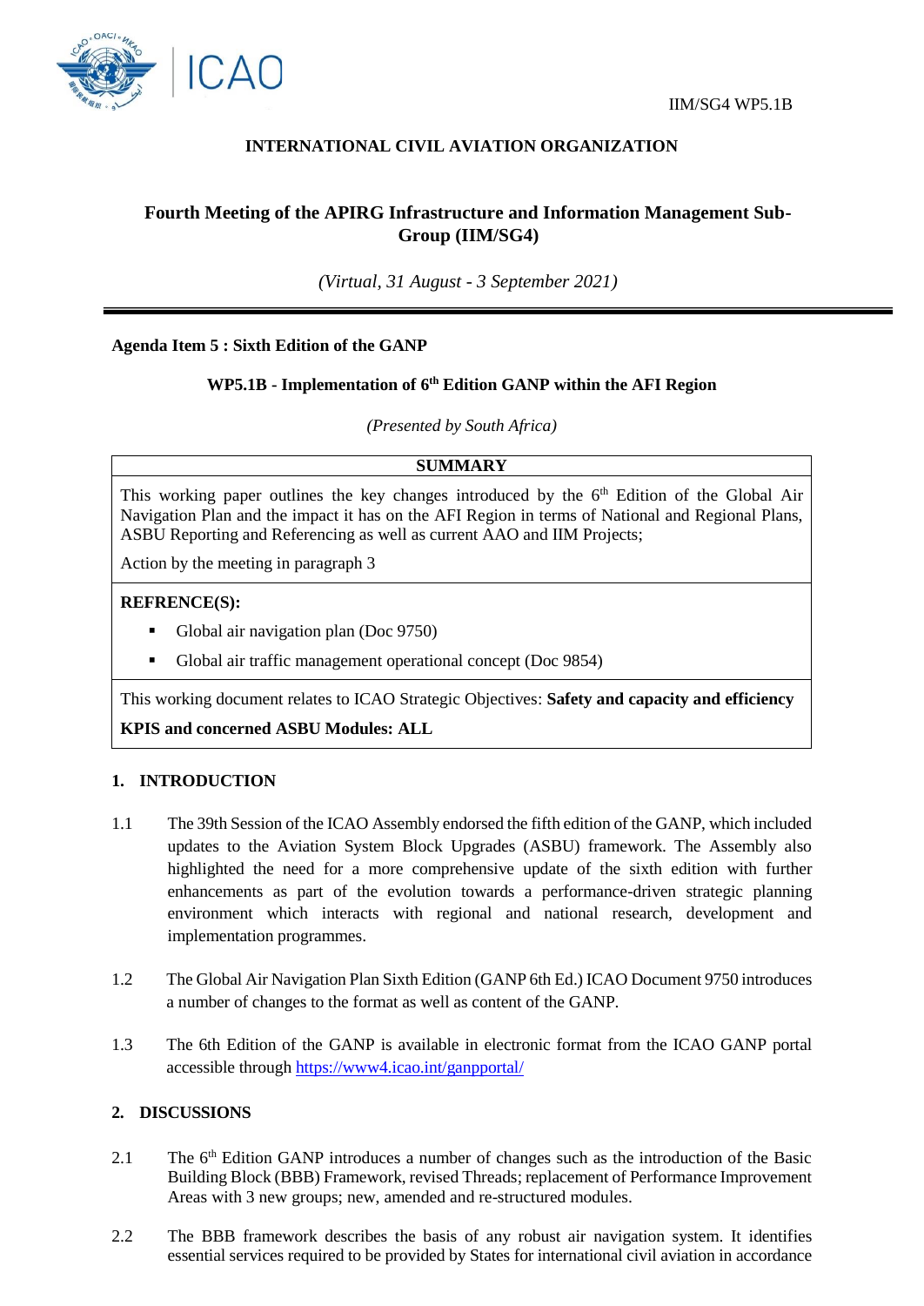IIM/SG4 WP5.1B

**INTERNATIONAL CIVIL AVIATION ORGANIZATION**

## Fourth Meeting of the APIRG Infrastructure and Information Management Sub-Group (IIM/SG4)

*(Virtual, 31 August - 3 September 2021)*

---

**Agenda Item 5 : Sixth Edition of the GANP**

**WP5.1B - Implementation of 6th Edition GANP within the AFI Region**

*(Presented by South Africa)*

| **SUMMARY** |
|---|
| This working paper outlines the key changes introduced by the 6th Edition of the Global Air Navigation Plan and the impact it has on the AFI Region in terms of National and Regional Plans, ASBU Reporting and Referencing as well as current AAO and IIM Projects;<br><br>Action by the meeting in paragraph 3 |
| **REFRENCE(S):**<br>▪ Global air navigation plan (Doc 9750)<br>▪ Global air traffic management operational concept (Doc 9854) |
| This working document relates to ICAO Strategic Objectives: **Safety and capacity and efficiency**<br><br>**KPIS and concerned ASBU Modules: ALL** |

## 1. INTRODUCTION

1.1 The 39th Session of the ICAO Assembly endorsed the fifth edition of the GANP, which included updates to the Aviation System Block Upgrades (ASBU) framework. The Assembly also highlighted the need for a more comprehensive update of the sixth edition with further enhancements as part of the evolution towards a performance-driven strategic planning environment which interacts with regional and national research, development and implementation programmes.

1.2 The Global Air Navigation Plan Sixth Edition (GANP 6th Ed.) ICAO Document 9750 introduces a number of changes to the format as well as content of the GANP.

1.3 The 6th Edition of the GANP is available in electronic format from the ICAO GANP portal accessible through https://www4.icao.int/ganpportal/

## 2. DISCUSSIONS

2.1 The 6th Edition GANP introduces a number of changes such as the introduction of the Basic Building Block (BBB) Framework, revised Threads; replacement of Performance Improvement Areas with 3 new groups; new, amended and re-structured modules.

2.2 The BBB framework describes the basis of any robust air navigation system. It identifies essential services required to be provided by States for international civil aviation in accordance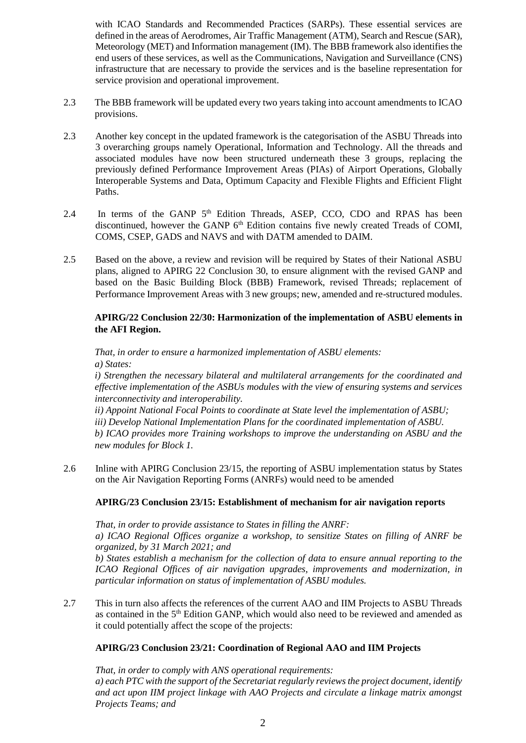with ICAO Standards and Recommended Practices (SARPs). These essential services are defined in the areas of Aerodromes, Air Traffic Management (ATM), Search and Rescue (SAR), Meteorology (MET) and Information management (IM). The BBB framework also identifies the end users of these services, as well as the Communications, Navigation and Surveillance (CNS) infrastructure that are necessary to provide the services and is the baseline representation for service provision and operational improvement.

2.3 The BBB framework will be updated every two years taking into account amendments to ICAO provisions.

2.3 Another key concept in the updated framework is the categorisation of the ASBU Threads into 3 overarching groups namely Operational, Information and Technology. All the threads and associated modules have now been structured underneath these 3 groups, replacing the previously defined Performance Improvement Areas (PIAs) of Airport Operations, Globally Interoperable Systems and Data, Optimum Capacity and Flexible Flights and Efficient Flight Paths.

2.4 In terms of the GANP 5th Edition Threads, ASEP, CCO, CDO and RPAS has been discontinued, however the GANP 6th Edition contains five newly created Treads of COMI, COMS, CSEP, GADS and NAVS and with DATM amended to DAIM.

2.5 Based on the above, a review and revision will be required by States of their National ASBU plans, aligned to APIRG 22 Conclusion 30, to ensure alignment with the revised GANP and based on the Basic Building Block (BBB) Framework, revised Threads; replacement of Performance Improvement Areas with 3 new groups; new, amended and re-structured modules.

**APIRG/22 Conclusion 22/30: Harmonization of the implementation of ASBU elements in the AFI Region.**

*That, in order to ensure a harmonized implementation of ASBU elements:*
*a) States:*
*i) Strengthen the necessary bilateral and multilateral arrangements for the coordinated and effective implementation of the ASBUs modules with the view of ensuring systems and services interconnectivity and interoperability.*
*ii) Appoint National Focal Points to coordinate at State level the implementation of ASBU;*
*iii) Develop National Implementation Plans for the coordinated implementation of ASBU.*
*b) ICAO provides more Training workshops to improve the understanding on ASBU and the new modules for Block 1.*

2.6 Inline with APIRG Conclusion 23/15, the reporting of ASBU implementation status by States on the Air Navigation Reporting Forms (ANRFs) would need to be amended

**APIRG/23 Conclusion 23/15: Establishment of mechanism for air navigation reports**

*That, in order to provide assistance to States in filling the ANRF:*
*a) ICAO Regional Offices organize a workshop, to sensitize States on filling of ANRF be organized, by 31 March 2021; and*
*b) States establish a mechanism for the collection of data to ensure annual reporting to the ICAO Regional Offices of air navigation upgrades, improvements and modernization, in particular information on status of implementation of ASBU modules.*

2.7 This in turn also affects the references of the current AAO and IIM Projects to ASBU Threads as contained in the 5th Edition GANP, which would also need to be reviewed and amended as it could potentially affect the scope of the projects:

**APIRG/23 Conclusion 23/21: Coordination of Regional AAO and IIM Projects**

*That, in order to comply with ANS operational requirements:*
*a) each PTC with the support of the Secretariat regularly reviews the project document, identify and act upon IIM project linkage with AAO Projects and circulate a linkage matrix amongst Projects Teams; and*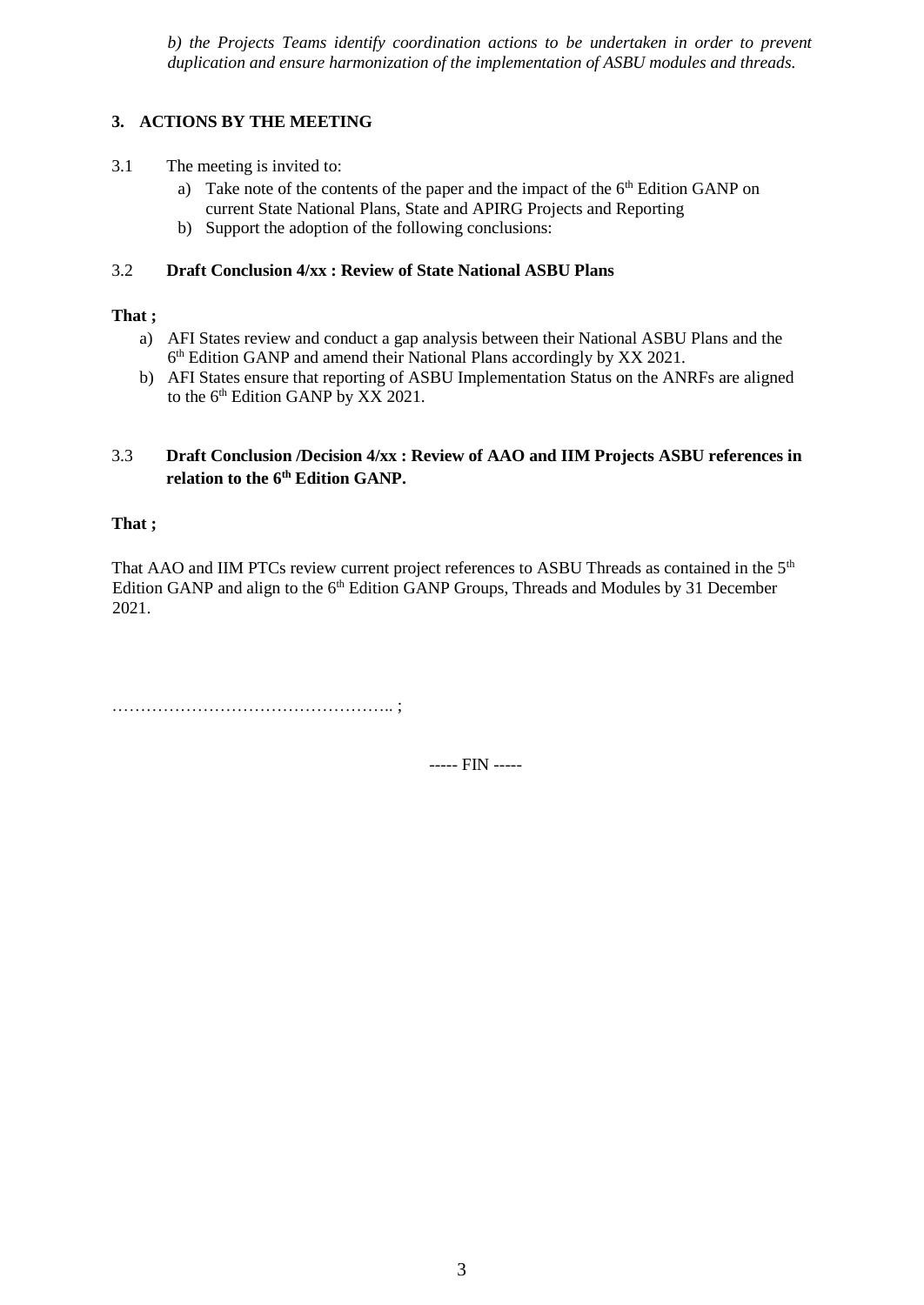*b) the Projects Teams identify coordination actions to be undertaken in order to prevent duplication and ensure harmonization of the implementation of ASBU modules and threads.*

## 3. ACTIONS BY THE MEETING

3.1 The meeting is invited to:

a) Take note of the contents of the paper and the impact of the 6th Edition GANP on current State National Plans, State and APIRG Projects and Reporting
b) Support the adoption of the following conclusions:

3.2 **Draft Conclusion 4/xx : Review of State National ASBU Plans**

**That ;**

a) AFI States review and conduct a gap analysis between their National ASBU Plans and the 6th Edition GANP and amend their National Plans accordingly by XX 2021.
b) AFI States ensure that reporting of ASBU Implementation Status on the ANRFs are aligned to the 6th Edition GANP by XX 2021.

3.3 **Draft Conclusion /Decision 4/xx : Review of AAO and IIM Projects ASBU references in relation to the 6th Edition GANP.**

**That ;**

That AAO and IIM PTCs review current project references to ASBU Threads as contained in the 5th Edition GANP and align to the 6th Edition GANP Groups, Threads and Modules by 31 December 2021.

………………………………………….. ;

----- FIN -----